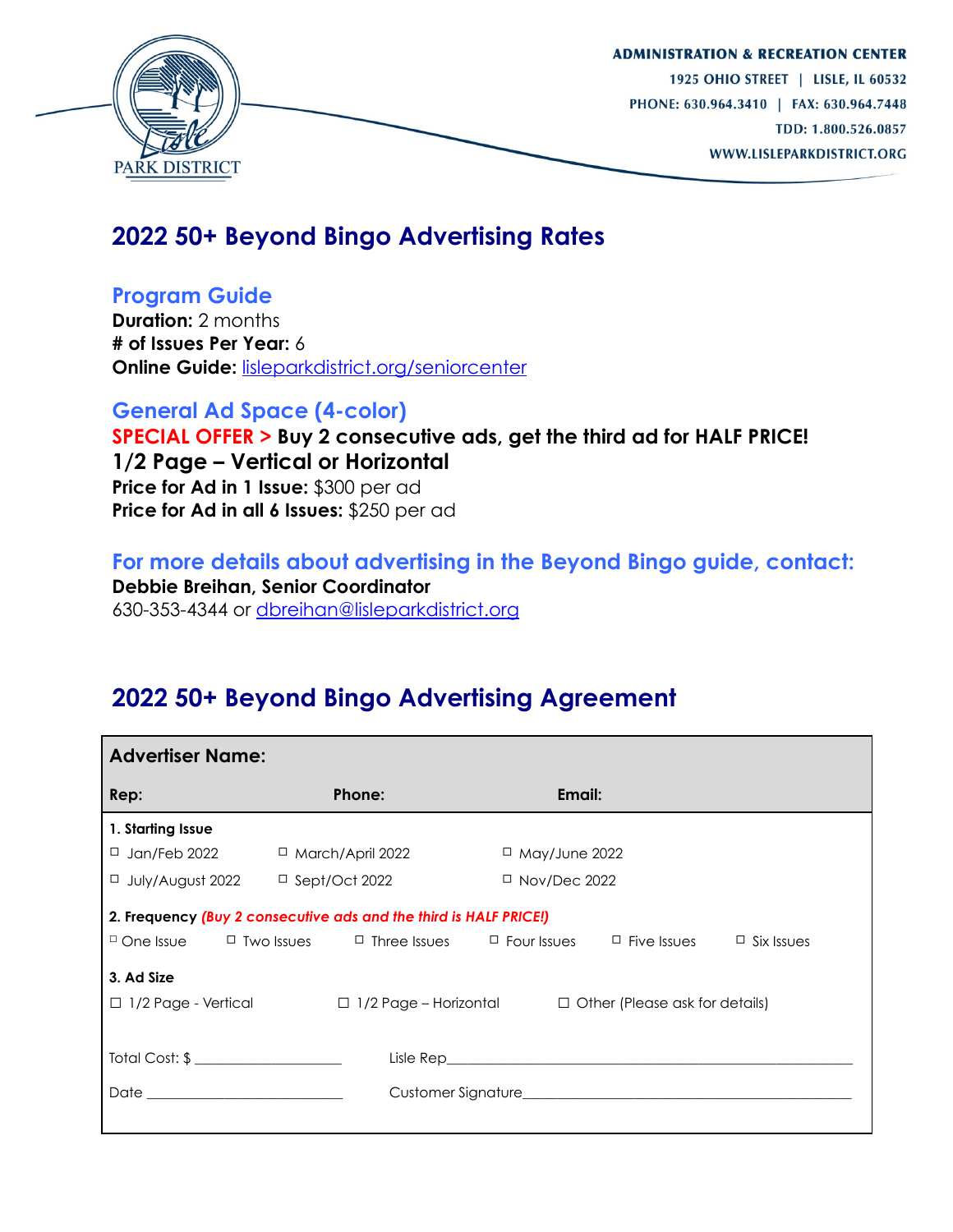PARK DISTRICT

**ADMINISTRATION & RECREATION CENTER**
1925 OHIO STREET | LISLE, IL 60532
PHONE: 630.964.3410 | FAX: 630.964.7448
TDD: 1.800.526.0857
WWW.LISLEPARKDISTRICT.ORG

# 2022 50+ Beyond Bingo Advertising Rates

## Program Guide

**Duration:** 2 months
**# of Issues Per Year:** 6
**Online Guide:** lisleparkdistrict.org/seniorcenter

## General Ad Space (4-color)

**SPECIAL OFFER > Buy 2 consecutive ads, get the third ad for HALF PRICE!**

**1/2 Page – Vertical or Horizontal**
**Price for Ad in 1 Issue:** $300 per ad
**Price for Ad in all 6 Issues:** $250 per ad

## For more details about advertising in the Beyond Bingo guide, contact:

**Debbie Breihan, Senior Coordinator**
630-353-4344 or dbreihan@lisleparkdistrict.org

# 2022 50+ Beyond Bingo Advertising Agreement

**Advertiser Name:**

**Rep:** **Phone:** **Email:**

**1. Starting Issue**

☐ Jan/Feb 2022 ☐ March/April 2022 ☐ May/June 2022
☐ July/August 2022 ☐ Sept/Oct 2022 ☐ Nov/Dec 2022

**2. Frequency** ***(Buy 2 consecutive ads and the third is HALF PRICE!)***

☐ One Issue ☐ Two Issues ☐ Three Issues ☐ Four Issues ☐ Five Issues ☐ Six Issues

**3. Ad Size**

☐ 1/2 Page - Vertical ☐ 1/2 Page – Horizontal ☐ Other (Please ask for details)

Total Cost: $ ____________________ Lisle Rep______________________________________________________

Date ___________________________ Customer Signature_____________________________________________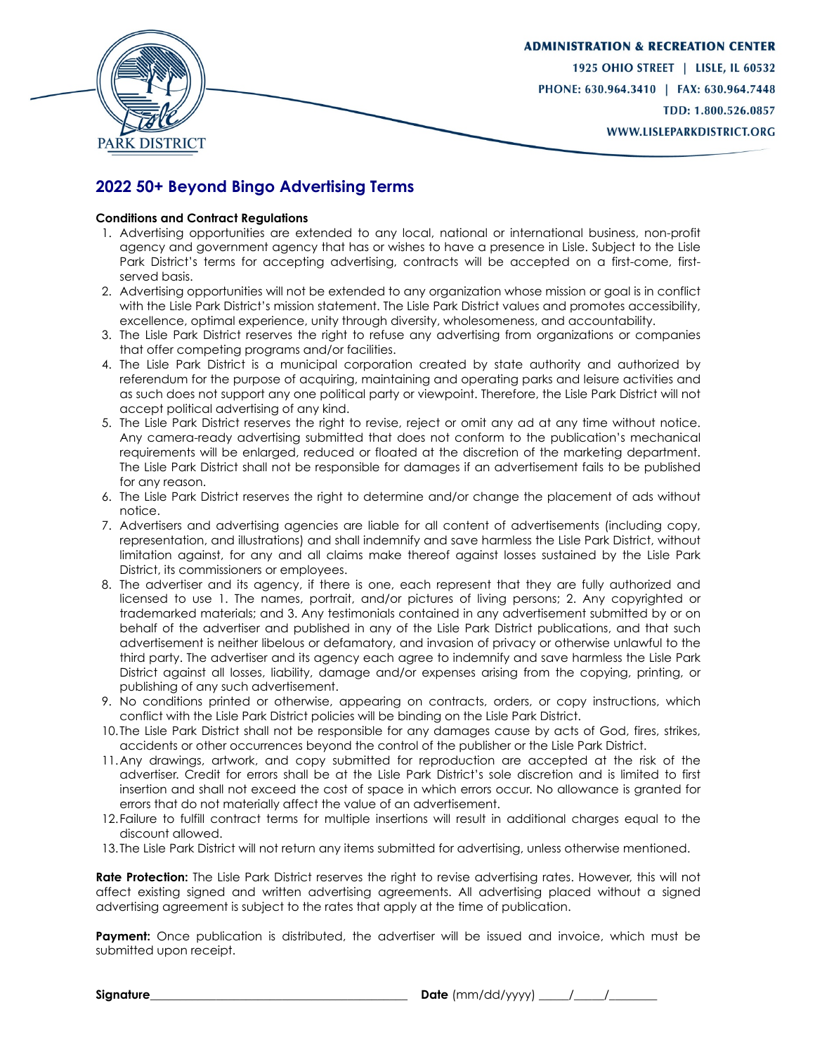ADMINISTRATION & RECREATION CENTER
1925 OHIO STREET | LISLE, IL 60532
PHONE: 630.964.3410 | FAX: 630.964.7448
TDD: 1.800.526.0857
WWW.LISLEPARKDISTRICT.ORG

## 2022 50+ Beyond Bingo Advertising Terms

**Conditions and Contract Regulations**

1. Advertising opportunities are extended to any local, national or international business, non-profit agency and government agency that has or wishes to have a presence in Lisle. Subject to the Lisle Park District's terms for accepting advertising, contracts will be accepted on a first-come, first-served basis.
2. Advertising opportunities will not be extended to any organization whose mission or goal is in conflict with the Lisle Park District's mission statement. The Lisle Park District values and promotes accessibility, excellence, optimal experience, unity through diversity, wholesomeness, and accountability.
3. The Lisle Park District reserves the right to refuse any advertising from organizations or companies that offer competing programs and/or facilities.
4. The Lisle Park District is a municipal corporation created by state authority and authorized by referendum for the purpose of acquiring, maintaining and operating parks and leisure activities and as such does not support any one political party or viewpoint. Therefore, the Lisle Park District will not accept political advertising of any kind.
5. The Lisle Park District reserves the right to revise, reject or omit any ad at any time without notice. Any camera-ready advertising submitted that does not conform to the publication's mechanical requirements will be enlarged, reduced or floated at the discretion of the marketing department. The Lisle Park District shall not be responsible for damages if an advertisement fails to be published for any reason.
6. The Lisle Park District reserves the right to determine and/or change the placement of ads without notice.
7. Advertisers and advertising agencies are liable for all content of advertisements (including copy, representation, and illustrations) and shall indemnify and save harmless the Lisle Park District, without limitation against, for any and all claims make thereof against losses sustained by the Lisle Park District, its commissioners or employees.
8. The advertiser and its agency, if there is one, each represent that they are fully authorized and licensed to use 1. The names, portrait, and/or pictures of living persons; 2. Any copyrighted or trademarked materials; and 3. Any testimonials contained in any advertisement submitted by or on behalf of the advertiser and published in any of the Lisle Park District publications, and that such advertisement is neither libelous or defamatory, and invasion of privacy or otherwise unlawful to the third party. The advertiser and its agency each agree to indemnify and save harmless the Lisle Park District against all losses, liability, damage and/or expenses arising from the copying, printing, or publishing of any such advertisement.
9. No conditions printed or otherwise, appearing on contracts, orders, or copy instructions, which conflict with the Lisle Park District policies will be binding on the Lisle Park District.
10. The Lisle Park District shall not be responsible for any damages cause by acts of God, fires, strikes, accidents or other occurrences beyond the control of the publisher or the Lisle Park District.
11. Any drawings, artwork, and copy submitted for reproduction are accepted at the risk of the advertiser. Credit for errors shall be at the Lisle Park District's sole discretion and is limited to first insertion and shall not exceed the cost of space in which errors occur. No allowance is granted for errors that do not materially affect the value of an advertisement.
12. Failure to fulfill contract terms for multiple insertions will result in additional charges equal to the discount allowed.
13. The Lisle Park District will not return any items submitted for advertising, unless otherwise mentioned.

**Rate Protection:** The Lisle Park District reserves the right to revise advertising rates. However, this will not affect existing signed and written advertising agreements. All advertising placed without a signed advertising agreement is subject to the rates that apply at the time of publication.

**Payment:** Once publication is distributed, the advertiser will be issued and invoice, which must be submitted upon receipt.

**Signature**________________________________________ **Date** (mm/dd/yyyy) _____/_____/________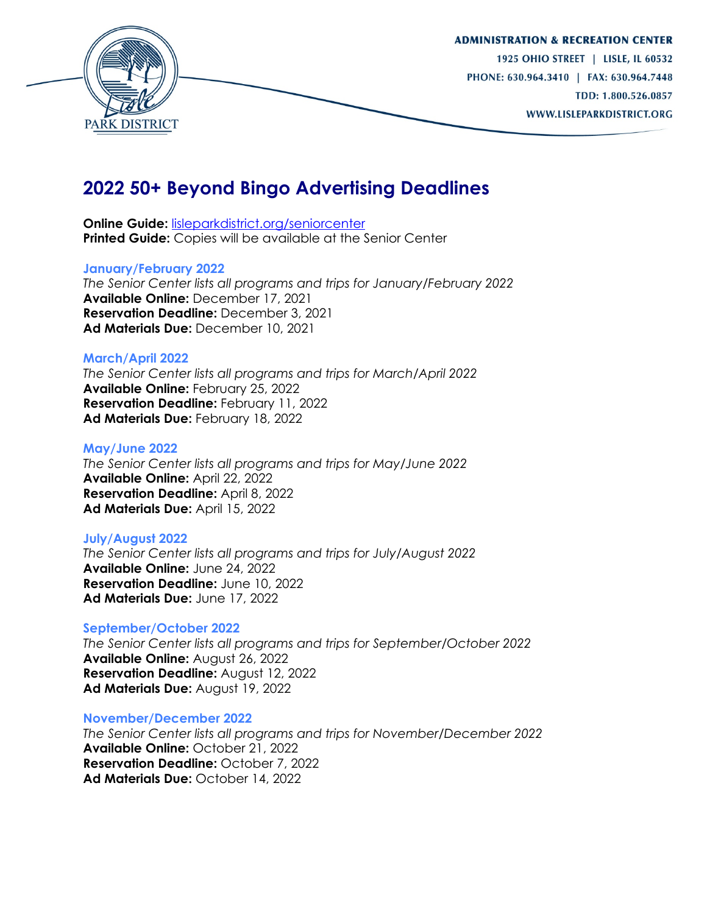**ADMINISTRATION & RECREATION CENTER**
1925 OHIO STREET | LISLE, IL 60532
PHONE: 630.964.3410 | FAX: 630.964.7448
TDD: 1.800.526.0857
WWW.LISLEPARKDISTRICT.ORG

# 2022 50+ Beyond Bingo Advertising Deadlines

**Online Guide:** lisleparkdistrict.org/seniorcenter
**Printed Guide:** Copies will be available at the Senior Center

### January/February 2022
*The Senior Center lists all programs and trips for January/February 2022*
**Available Online:** December 17, 2021
**Reservation Deadline:** December 3, 2021
**Ad Materials Due:** December 10, 2021

### March/April 2022
*The Senior Center lists all programs and trips for March/April 2022*
**Available Online:** February 25, 2022
**Reservation Deadline:** February 11, 2022
**Ad Materials Due:** February 18, 2022

### May/June 2022
*The Senior Center lists all programs and trips for May/June 2022*
**Available Online:** April 22, 2022
**Reservation Deadline:** April 8, 2022
**Ad Materials Due:** April 15, 2022

### July/August 2022
*The Senior Center lists all programs and trips for July/August 2022*
**Available Online:** June 24, 2022
**Reservation Deadline:** June 10, 2022
**Ad Materials Due:** June 17, 2022

### September/October 2022
*The Senior Center lists all programs and trips for September/October 2022*
**Available Online:** August 26, 2022
**Reservation Deadline:** August 12, 2022
**Ad Materials Due:** August 19, 2022

### November/December 2022
*The Senior Center lists all programs and trips for November/December 2022*
**Available Online:** October 21, 2022
**Reservation Deadline:** October 7, 2022
**Ad Materials Due:** October 14, 2022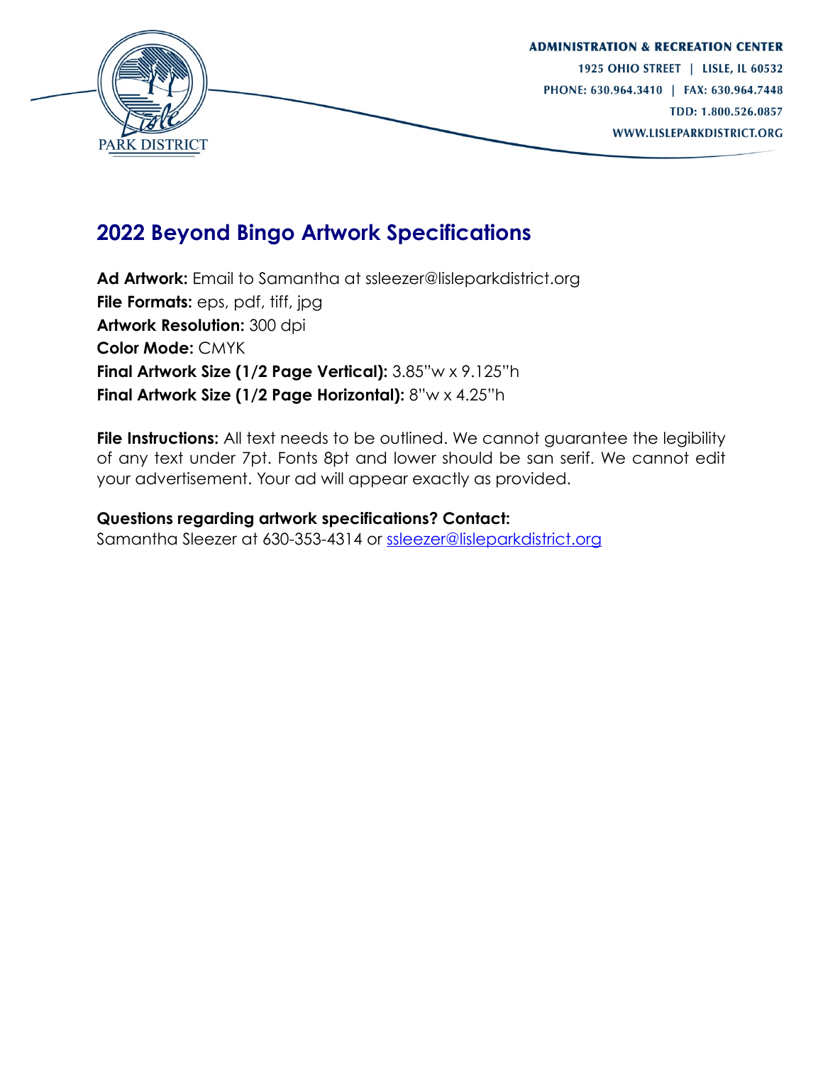**ADMINISTRATION & RECREATION CENTER**
1925 OHIO STREET | LISLE, IL 60532
PHONE: 630.964.3410 | FAX: 630.964.7448
TDD: 1.800.526.0857
WWW.LISLEPARKDISTRICT.ORG

## 2022 Beyond Bingo Artwork Specifications

**Ad Artwork:** Email to Samantha at ssleezer@lisleparkdistrict.org
**File Formats:** eps, pdf, tiff, jpg
**Artwork Resolution:** 300 dpi
**Color Mode:** CMYK
**Final Artwork Size (1/2 Page Vertical):** 3.85"w x 9.125"h
**Final Artwork Size (1/2 Page Horizontal):** 8"w x 4.25"h

**File Instructions:** All text needs to be outlined. We cannot guarantee the legibility of any text under 7pt. Fonts 8pt and lower should be san serif. We cannot edit your advertisement. Your ad will appear exactly as provided.

**Questions regarding artwork specifications? Contact:**
Samantha Sleezer at 630-353-4314 or ssleezer@lisleparkdistrict.org